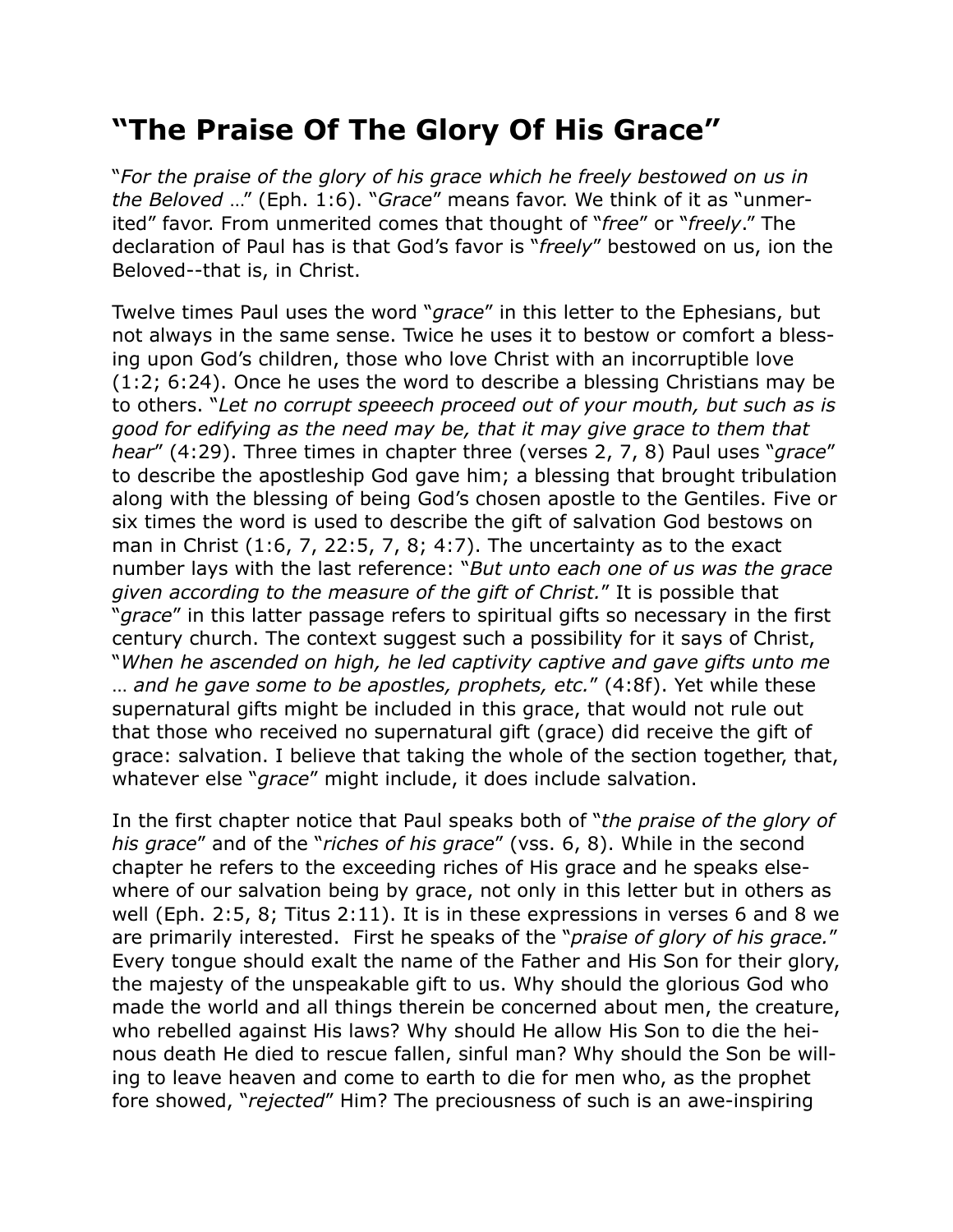# "The Praise Of The Glory Of His Grace"

"*For the praise of the glory of his grace which he freely bestowed on us in the Beloved* …" (Eph. 1:6). "*Grace*" means favor. We think of it as "unmerited" favor. From unmerited comes that thought of "*free*" or "*freely*." The declaration of Paul has is that God's favor is "*freely*" bestowed on us, ion the Beloved--that is, in Christ.

Twelve times Paul uses the word "*grace*" in this letter to the Ephesians, but not always in the same sense. Twice he uses it to bestow or comfort a blessing upon God's children, those who love Christ with an incorruptible love (1:2; 6:24). Once he uses the word to describe a blessing Christians may be to others. "*Let no corrupt speeech proceed out of your mouth, but such as is good for edifying as the need may be, that it may give grace to them that hear*" (4:29). Three times in chapter three (verses 2, 7, 8) Paul uses "*grace*" to describe the apostleship God gave him; a blessing that brought tribulation along with the blessing of being God's chosen apostle to the Gentiles. Five or six times the word is used to describe the gift of salvation God bestows on man in Christ (1:6, 7, 22:5, 7, 8; 4:7). The uncertainty as to the exact number lays with the last reference: "*But unto each one of us was the grace given according to the measure of the gift of Christ.*" It is possible that "*grace*" in this latter passage refers to spiritual gifts so necessary in the first century church. The context suggest such a possibility for it says of Christ, "*When he ascended on high, he led captivity captive and gave gifts unto me … and he gave some to be apostles, prophets, etc.*" (4:8f). Yet while these supernatural gifts might be included in this grace, that would not rule out that those who received no supernatural gift (grace) did receive the gift of grace: salvation. I believe that taking the whole of the section together, that, whatever else "*grace*" might include, it does include salvation.

In the first chapter notice that Paul speaks both of "*the praise of the glory of his grace*" and of the "*riches of his grace*" (vss. 6, 8). While in the second chapter he refers to the exceeding riches of His grace and he speaks elsewhere of our salvation being by grace, not only in this letter but in others as well (Eph. 2:5, 8; Titus 2:11). It is in these expressions in verses 6 and 8 we are primarily interested. First he speaks of the "*praise of glory of his grace.*" Every tongue should exalt the name of the Father and His Son for their glory, the majesty of the unspeakable gift to us. Why should the glorious God who made the world and all things therein be concerned about men, the creature, who rebelled against His laws? Why should He allow His Son to die the heinous death He died to rescue fallen, sinful man? Why should the Son be willing to leave heaven and come to earth to die for men who, as the prophet fore showed, "*rejected*" Him? The preciousness of such is an awe-inspiring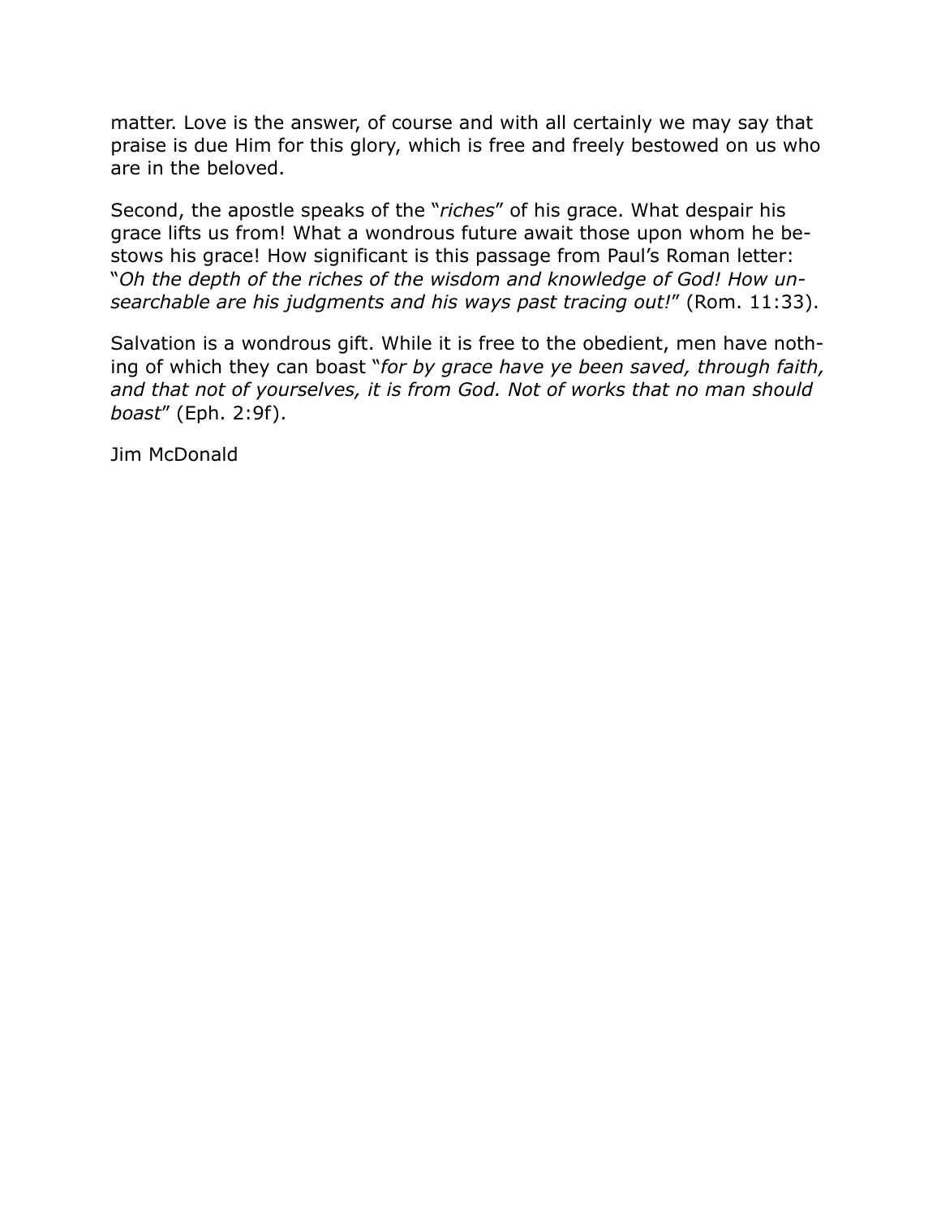matter. Love is the answer, of course and with all certainly we may say that praise is due Him for this glory, which is free and freely bestowed on us who are in the beloved.

Second, the apostle speaks of the "*riches*" of his grace. What despair his grace lifts us from! What a wondrous future await those upon whom he bestows his grace! How significant is this passage from Paul's Roman letter: "*Oh the depth of the riches of the wisdom and knowledge of God! How unsearchable are his judgments and his ways past tracing out!*" (Rom. 11:33).

Salvation is a wondrous gift. While it is free to the obedient, men have nothing of which they can boast "*for by grace have ye been saved, through faith, and that not of yourselves, it is from God. Not of works that no man should boast*" (Eph. 2:9f).

Jim McDonald